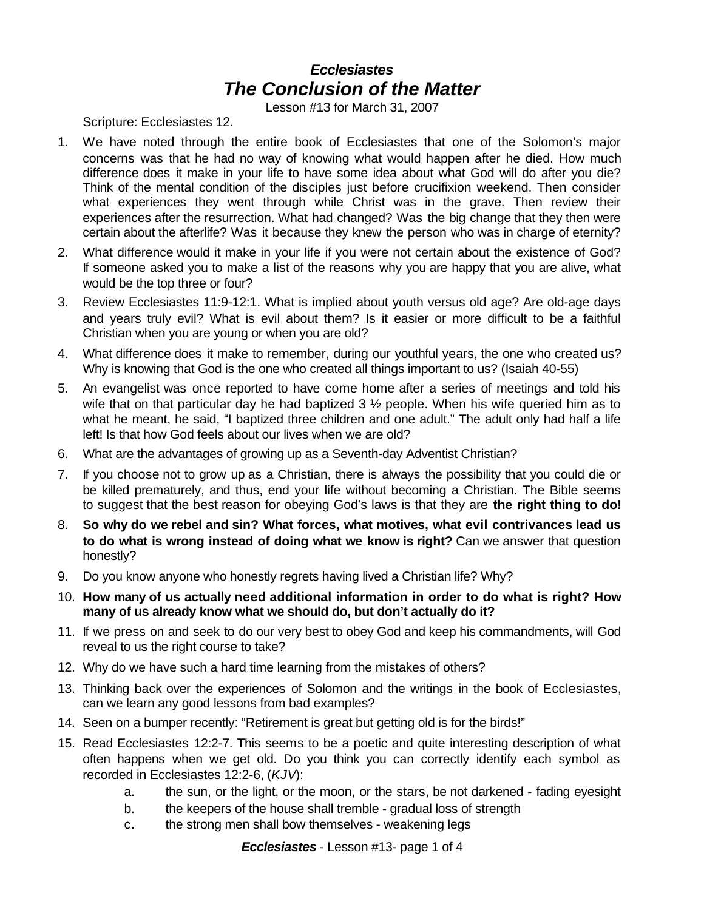# *Ecclesiastes*

# *The Conclusion of the Matter*

Lesson #13 for March 31, 2007

Scripture: Ecclesiastes 12.

1. We have noted through the entire book of Ecclesiastes that one of the Solomon's major concerns was that he had no way of knowing what would happen after he died. How much difference does it make in your life to have some idea about what God will do after you die? Think of the mental condition of the disciples just before crucifixion weekend. Then consider what experiences they went through while Christ was in the grave. Then review their experiences after the resurrection. What had changed? Was the big change that they then were certain about the afterlife? Was it because they knew the person who was in charge of eternity?
2. What difference would it make in your life if you were not certain about the existence of God? If someone asked you to make a list of the reasons why you are happy that you are alive, what would be the top three or four?
3. Review Ecclesiastes 11:9-12:1. What is implied about youth versus old age? Are old-age days and years truly evil? What is evil about them? Is it easier or more difficult to be a faithful Christian when you are young or when you are old?
4. What difference does it make to remember, during our youthful years, the one who created us? Why is knowing that God is the one who created all things important to us? (Isaiah 40-55)
5. An evangelist was once reported to have come home after a series of meetings and told his wife that on that particular day he had baptized 3 ½ people. When his wife queried him as to what he meant, he said, "I baptized three children and one adult." The adult only had half a life left! Is that how God feels about our lives when we are old?
6. What are the advantages of growing up as a Seventh-day Adventist Christian?
7. If you choose not to grow up as a Christian, there is always the possibility that you could die or be killed prematurely, and thus, end your life without becoming a Christian. The Bible seems to suggest that the best reason for obeying God's laws is that they are **the right thing to do!**
8. **So why do we rebel and sin? What forces, what motives, what evil contrivances lead us to do what is wrong instead of doing what we know is right?** Can we answer that question honestly?
9. Do you know anyone who honestly regrets having lived a Christian life? Why?
10. **How many of us actually need additional information in order to do what is right? How many of us already know what we should do, but don't actually do it?**
11. If we press on and seek to do our very best to obey God and keep his commandments, will God reveal to us the right course to take?
12. Why do we have such a hard time learning from the mistakes of others?
13. Thinking back over the experiences of Solomon and the writings in the book of Ecclesiastes, can we learn any good lessons from bad examples?
14. Seen on a bumper recently: "Retirement is great but getting old is for the birds!"
15. Read Ecclesiastes 12:2-7. This seems to be a poetic and quite interesting description of what often happens when we get old. Do you think you can correctly identify each symbol as recorded in Ecclesiastes 12:2-6, (*KJV*):
    a. the sun, or the light, or the moon, or the stars, be not darkened - fading eyesight
    b. the keepers of the house shall tremble - gradual loss of strength
    c. the strong men shall bow themselves - weakening legs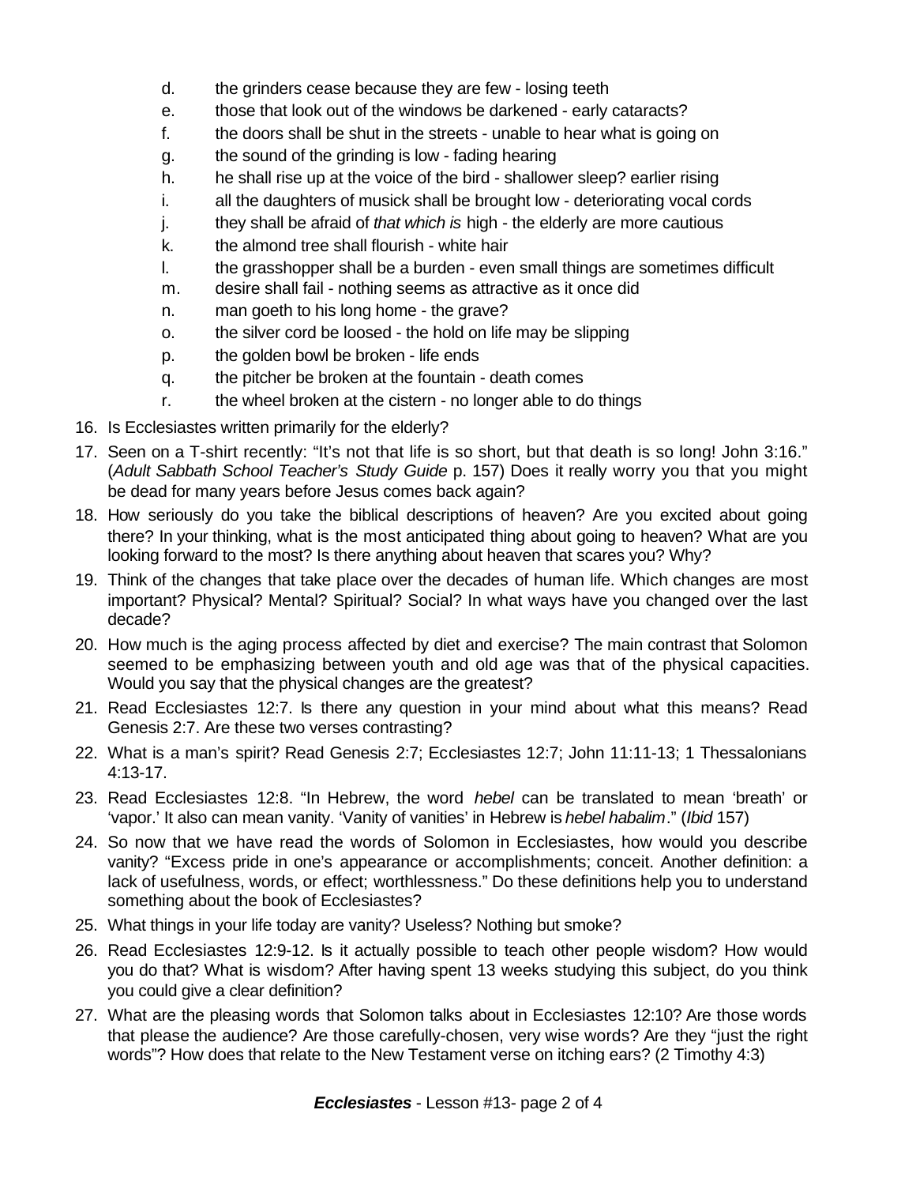d. the grinders cease because they are few - losing teeth
    e. those that look out of the windows be darkened - early cataracts?
    f. the doors shall be shut in the streets - unable to hear what is going on
    g. the sound of the grinding is low - fading hearing
    h. he shall rise up at the voice of the bird - shallower sleep? earlier rising
    i. all the daughters of musick shall be brought low - deteriorating vocal cords
    j. they shall be afraid of *that which is* high - the elderly are more cautious
    k. the almond tree shall flourish - white hair
    l. the grasshopper shall be a burden - even small things are sometimes difficult
    m. desire shall fail - nothing seems as attractive as it once did
    n. man goeth to his long home - the grave?
    o. the silver cord be loosed - the hold on life may be slipping
    p. the golden bowl be broken - life ends
    q. the pitcher be broken at the fountain - death comes
    r. the wheel broken at the cistern - no longer able to do things

16. Is Ecclesiastes written primarily for the elderly?
17. Seen on a T-shirt recently: "It's not that life is so short, but that death is so long! John 3:16." (*Adult Sabbath School Teacher's Study Guide* p. 157) Does it really worry you that you might be dead for many years before Jesus comes back again?
18. How seriously do you take the biblical descriptions of heaven? Are you excited about going there? In your thinking, what is the most anticipated thing about going to heaven? What are you looking forward to the most? Is there anything about heaven that scares you? Why?
19. Think of the changes that take place over the decades of human life. Which changes are most important? Physical? Mental? Spiritual? Social? In what ways have you changed over the last decade?
20. How much is the aging process affected by diet and exercise? The main contrast that Solomon seemed to be emphasizing between youth and old age was that of the physical capacities. Would you say that the physical changes are the greatest?
21. Read Ecclesiastes 12:7. Is there any question in your mind about what this means? Read Genesis 2:7. Are these two verses contrasting?
22. What is a man's spirit? Read Genesis 2:7; Ecclesiastes 12:7; John 11:11-13; 1 Thessalonians 4:13-17.
23. Read Ecclesiastes 12:8. "In Hebrew, the word *hebel* can be translated to mean 'breath' or 'vapor.' It also can mean vanity. 'Vanity of vanities' in Hebrew is *hebel habalim*." (*Ibid* 157)
24. So now that we have read the words of Solomon in Ecclesiastes, how would you describe vanity? "Excess pride in one's appearance or accomplishments; conceit. Another definition: a lack of usefulness, words, or effect; worthlessness." Do these definitions help you to understand something about the book of Ecclesiastes?
25. What things in your life today are vanity? Useless? Nothing but smoke?
26. Read Ecclesiastes 12:9-12. Is it actually possible to teach other people wisdom? How would you do that? What is wisdom? After having spent 13 weeks studying this subject, do you think you could give a clear definition?
27. What are the pleasing words that Solomon talks about in Ecclesiastes 12:10? Are those words that please the audience? Are those carefully-chosen, very wise words? Are they "just the right words"? How does that relate to the New Testament verse on itching ears? (2 Timothy 4:3)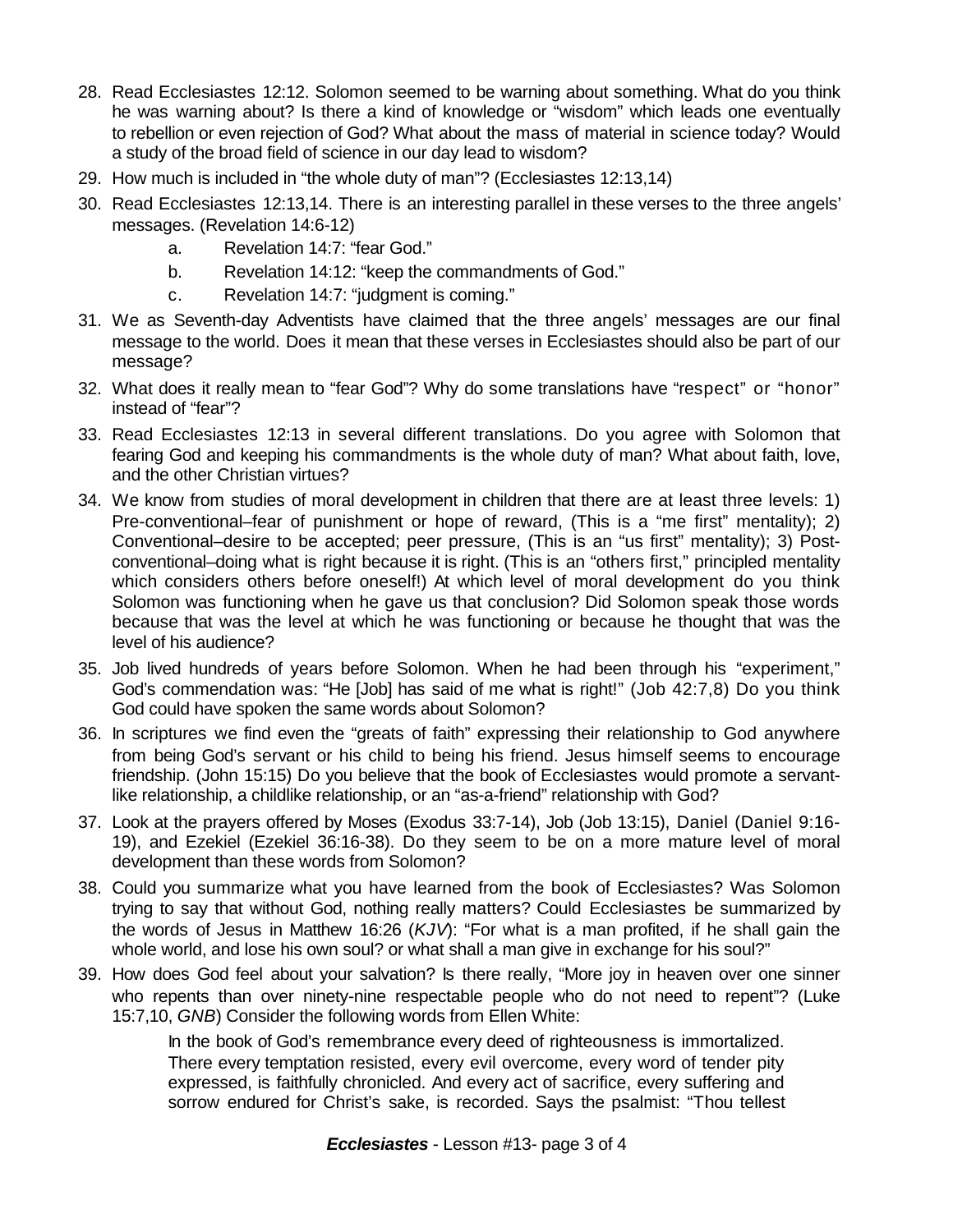28. Read Ecclesiastes 12:12. Solomon seemed to be warning about something. What do you think he was warning about? Is there a kind of knowledge or "wisdom" which leads one eventually to rebellion or even rejection of God? What about the mass of material in science today? Would a study of the broad field of science in our day lead to wisdom?

29. How much is included in "the whole duty of man"? (Ecclesiastes 12:13,14)

30. Read Ecclesiastes 12:13,14. There is an interesting parallel in these verses to the three angels' messages. (Revelation 14:6-12)

    a. Revelation 14:7: "fear God."

    b. Revelation 14:12: "keep the commandments of God."

    c. Revelation 14:7: "judgment is coming."

31. We as Seventh-day Adventists have claimed that the three angels' messages are our final message to the world. Does it mean that these verses in Ecclesiastes should also be part of our message?

32. What does it really mean to "fear God"? Why do some translations have "respect" or "honor" instead of "fear"?

33. Read Ecclesiastes 12:13 in several different translations. Do you agree with Solomon that fearing God and keeping his commandments is the whole duty of man? What about faith, love, and the other Christian virtues?

34. We know from studies of moral development in children that there are at least three levels: 1) Pre-conventional–fear of punishment or hope of reward, (This is a "me first" mentality); 2) Conventional–desire to be accepted; peer pressure, (This is an "us first" mentality); 3) Post-conventional–doing what is right because it is right. (This is an "others first," principled mentality which considers others before oneself!) At which level of moral development do you think Solomon was functioning when he gave us that conclusion? Did Solomon speak those words because that was the level at which he was functioning or because he thought that was the level of his audience?

35. Job lived hundreds of years before Solomon. When he had been through his "experiment," God's commendation was: "He [Job] has said of me what is right!" (Job 42:7,8) Do you think God could have spoken the same words about Solomon?

36. In scriptures we find even the "greats of faith" expressing their relationship to God anywhere from being God's servant or his child to being his friend. Jesus himself seems to encourage friendship. (John 15:15) Do you believe that the book of Ecclesiastes would promote a servant-like relationship, a childlike relationship, or an "as-a-friend" relationship with God?

37. Look at the prayers offered by Moses (Exodus 33:7-14), Job (Job 13:15), Daniel (Daniel 9:16-19), and Ezekiel (Ezekiel 36:16-38). Do they seem to be on a more mature level of moral development than these words from Solomon?

38. Could you summarize what you have learned from the book of Ecclesiastes? Was Solomon trying to say that without God, nothing really matters? Could Ecclesiastes be summarized by the words of Jesus in Matthew 16:26 (*KJV*): "For what is a man profited, if he shall gain the whole world, and lose his own soul? or what shall a man give in exchange for his soul?"

39. How does God feel about your salvation? Is there really, "More joy in heaven over one sinner who repents than over ninety-nine respectable people who do not need to repent"? (Luke 15:7,10, *GNB*) Consider the following words from Ellen White:

    > In the book of God's remembrance every deed of righteousness is immortalized. There every temptation resisted, every evil overcome, every word of tender pity expressed, is faithfully chronicled. And every act of sacrifice, every suffering and sorrow endured for Christ's sake, is recorded. Says the psalmist: "Thou tellest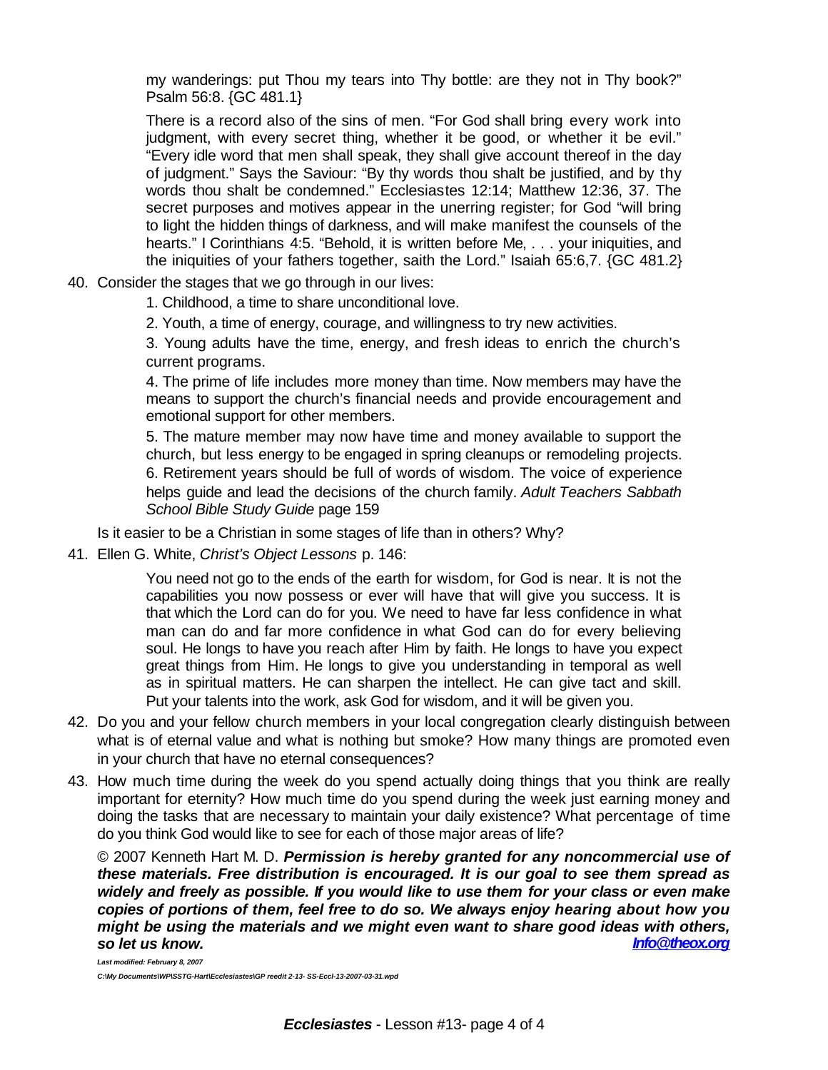my wanderings: put Thou my tears into Thy bottle: are they not in Thy book?" Psalm 56:8. {GC 481.1}

> There is a record also of the sins of men. "For God shall bring every work into judgment, with every secret thing, whether it be good, or whether it be evil." "Every idle word that men shall speak, they shall give account thereof in the day of judgment." Says the Saviour: "By thy words thou shalt be justified, and by thy words thou shalt be condemned." Ecclesiastes 12:14; Matthew 12:36, 37. The secret purposes and motives appear in the unerring register; for God "will bring to light the hidden things of darkness, and will make manifest the counsels of the hearts." I Corinthians 4:5. "Behold, it is written before Me, . . . your iniquities, and the iniquities of your fathers together, saith the Lord." Isaiah 65:6,7. {GC 481.2}

40. Consider the stages that we go through in our lives:

    1. Childhood, a time to share unconditional love.
    2. Youth, a time of energy, courage, and willingness to try new activities.
    3. Young adults have the time, energy, and fresh ideas to enrich the church's current programs.
    4. The prime of life includes more money than time. Now members may have the means to support the church's financial needs and provide encouragement and emotional support for other members.
    5. The mature member may now have time and money available to support the church, but less energy to be engaged in spring cleanups or remodeling projects.
    6. Retirement years should be full of words of wisdom. The voice of experience helps guide and lead the decisions of the church family. *Adult Teachers Sabbath School Bible Study Guide* page 159

    Is it easier to be a Christian in some stages of life than in others? Why?

41. Ellen G. White, *Christ's Object Lessons* p. 146:

    > You need not go to the ends of the earth for wisdom, for God is near. It is not the capabilities you now possess or ever will have that will give you success. It is that which the Lord can do for you. We need to have far less confidence in what man can do and far more confidence in what God can do for every believing soul. He longs to have you reach after Him by faith. He longs to have you expect great things from Him. He longs to give you understanding in temporal as well as in spiritual matters. He can sharpen the intellect. He can give tact and skill. Put your talents into the work, ask God for wisdom, and it will be given you.

42. Do you and your fellow church members in your local congregation clearly distinguish between what is of eternal value and what is nothing but smoke? How many things are promoted even in your church that have no eternal consequences?

43. How much time during the week do you spend actually doing things that you think are really important for eternity? How much time do you spend during the week just earning money and doing the tasks that are necessary to maintain your daily existence? What percentage of time do you think God would like to see for each of those major areas of life?

© 2007 Kenneth Hart M. D. ***Permission is hereby granted for any noncommercial use of these materials. Free distribution is encouraged. It is our goal to see them spread as widely and freely as possible. If you would like to use them for your class or even make copies of portions of them, feel free to do so. We always enjoy hearing about how you might be using the materials and we might even want to share good ideas with others, so let us know.*** ***Info@theox.org***

***Last modified: February 8, 2007***

***C:\My Documents\WP\SSTG-Hart\Ecclesiastes\GP reedit 2-13- SS-Eccl-13-2007-03-31.wpd***